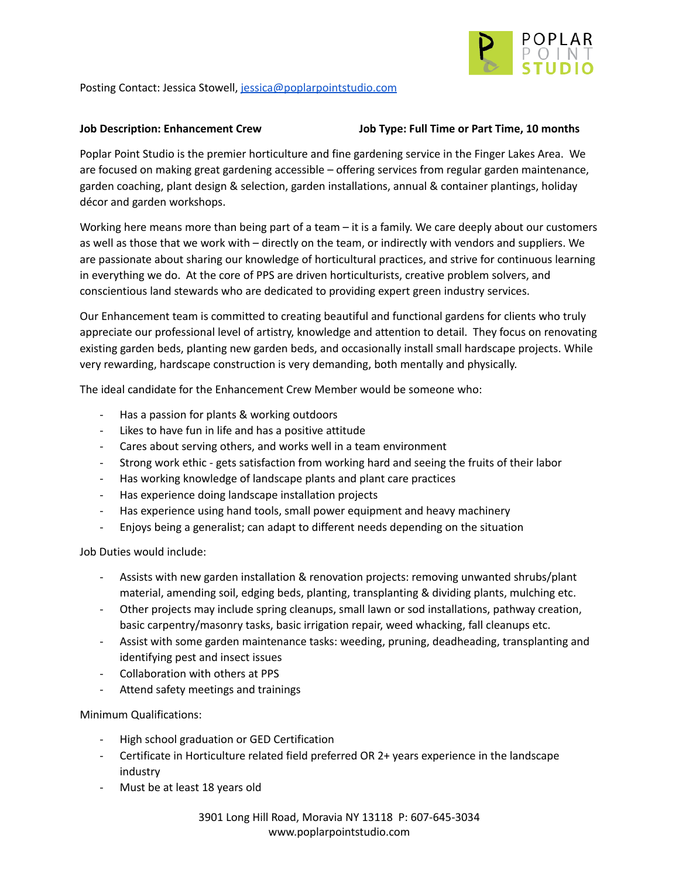Posting Contact: Jessica Stowell, jessica@poplarpointstudio.com

**Job Description: Enhancement Crew** **Job Type: Full Time or Part Time, 10 months**

Poplar Point Studio is the premier horticulture and fine gardening service in the Finger Lakes Area. We are focused on making great gardening accessible – offering services from regular garden maintenance, garden coaching, plant design & selection, garden installations, annual & container plantings, holiday décor and garden workshops.

Working here means more than being part of a team – it is a family. We care deeply about our customers as well as those that we work with – directly on the team, or indirectly with vendors and suppliers. We are passionate about sharing our knowledge of horticultural practices, and strive for continuous learning in everything we do. At the core of PPS are driven horticulturists, creative problem solvers, and conscientious land stewards who are dedicated to providing expert green industry services.

Our Enhancement team is committed to creating beautiful and functional gardens for clients who truly appreciate our professional level of artistry, knowledge and attention to detail. They focus on renovating existing garden beds, planting new garden beds, and occasionally install small hardscape projects. While very rewarding, hardscape construction is very demanding, both mentally and physically.

The ideal candidate for the Enhancement Crew Member would be someone who:

- Has a passion for plants & working outdoors
- Likes to have fun in life and has a positive attitude
- Cares about serving others, and works well in a team environment
- Strong work ethic - gets satisfaction from working hard and seeing the fruits of their labor
- Has working knowledge of landscape plants and plant care practices
- Has experience doing landscape installation projects
- Has experience using hand tools, small power equipment and heavy machinery
- Enjoys being a generalist; can adapt to different needs depending on the situation

Job Duties would include:

- Assists with new garden installation & renovation projects: removing unwanted shrubs/plant material, amending soil, edging beds, planting, transplanting & dividing plants, mulching etc.
- Other projects may include spring cleanups, small lawn or sod installations, pathway creation, basic carpentry/masonry tasks, basic irrigation repair, weed whacking, fall cleanups etc.
- Assist with some garden maintenance tasks: weeding, pruning, deadheading, transplanting and identifying pest and insect issues
- Collaboration with others at PPS
- Attend safety meetings and trainings

Minimum Qualifications:

- High school graduation or GED Certification
- Certificate in Horticulture related field preferred OR 2+ years experience in the landscape industry
- Must be at least 18 years old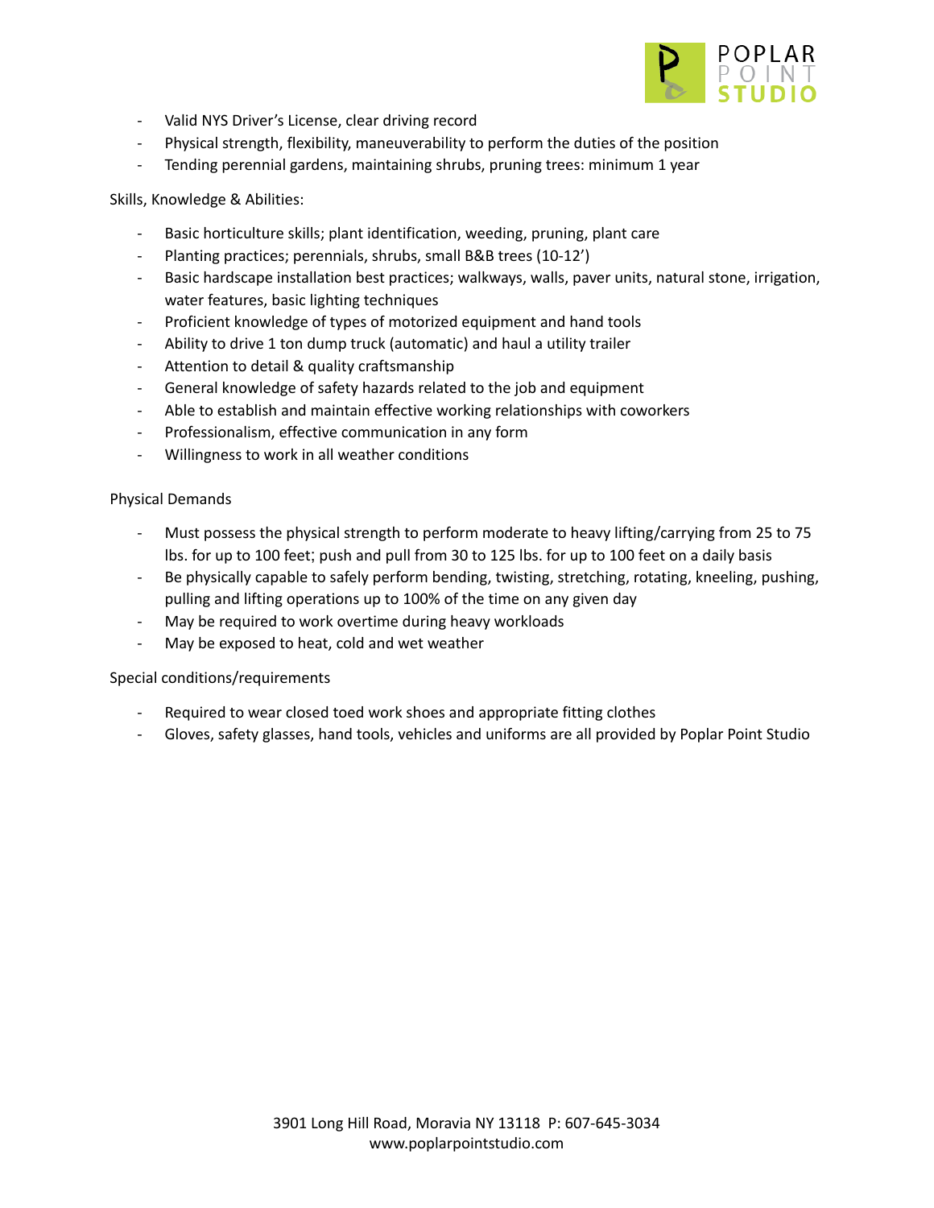- Valid NYS Driver's License, clear driving record
- Physical strength, flexibility, maneuverability to perform the duties of the position
- Tending perennial gardens, maintaining shrubs, pruning trees: minimum 1 year

Skills, Knowledge & Abilities:

- Basic horticulture skills; plant identification, weeding, pruning, plant care
- Planting practices; perennials, shrubs, small B&B trees (10-12')
- Basic hardscape installation best practices; walkways, walls, paver units, natural stone, irrigation, water features, basic lighting techniques
- Proficient knowledge of types of motorized equipment and hand tools
- Ability to drive 1 ton dump truck (automatic) and haul a utility trailer
- Attention to detail & quality craftsmanship
- General knowledge of safety hazards related to the job and equipment
- Able to establish and maintain effective working relationships with coworkers
- Professionalism, effective communication in any form
- Willingness to work in all weather conditions

Physical Demands

- Must possess the physical strength to perform moderate to heavy lifting/carrying from 25 to 75 lbs. for up to 100 feet; push and pull from 30 to 125 lbs. for up to 100 feet on a daily basis
- Be physically capable to safely perform bending, twisting, stretching, rotating, kneeling, pushing, pulling and lifting operations up to 100% of the time on any given day
- May be required to work overtime during heavy workloads
- May be exposed to heat, cold and wet weather

Special conditions/requirements

- Required to wear closed toed work shoes and appropriate fitting clothes
- Gloves, safety glasses, hand tools, vehicles and uniforms are all provided by Poplar Point Studio